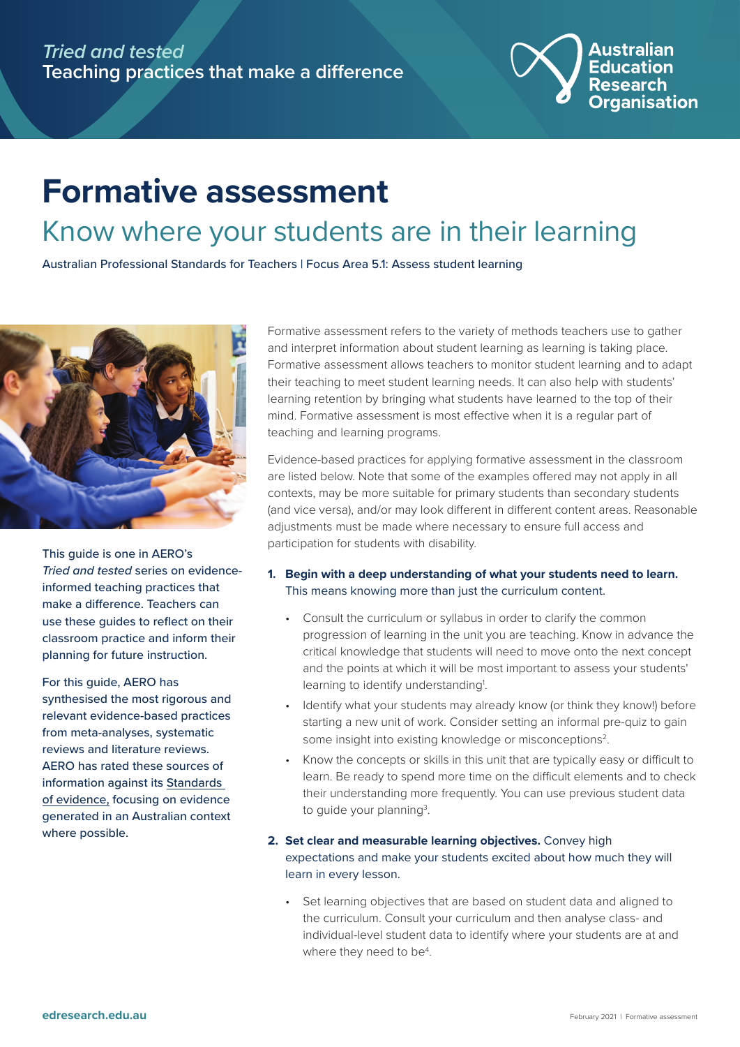*Tried and tested*
Teaching practices that make a difference

Australian Education Research Organisation

# Formative assessment

## Know where your students are in their learning

Australian Professional Standards for Teachers | Focus Area 5.1: Assess student learning

This guide is one in AERO's *Tried and tested* series on evidence-informed teaching practices that make a difference. Teachers can use these guides to reflect on their classroom practice and inform their planning for future instruction.

For this guide, AERO has synthesised the most rigorous and relevant evidence-based practices from meta-analyses, systematic reviews and literature reviews. AERO has rated these sources of information against its Standards of evidence, focusing on evidence generated in an Australian context where possible.

Formative assessment refers to the variety of methods teachers use to gather and interpret information about student learning as learning is taking place. Formative assessment allows teachers to monitor student learning and to adapt their teaching to meet student learning needs. It can also help with students' learning retention by bringing what students have learned to the top of their mind. Formative assessment is most effective when it is a regular part of teaching and learning programs.

Evidence-based practices for applying formative assessment in the classroom are listed below. Note that some of the examples offered may not apply in all contexts, may be more suitable for primary students than secondary students (and vice versa), and/or may look different in different content areas. Reasonable adjustments must be made where necessary to ensure full access and participation for students with disability.

1. **Begin with a deep understanding of what your students need to learn.** This means knowing more than just the curriculum content.
   - Consult the curriculum or syllabus in order to clarify the common progression of learning in the unit you are teaching. Know in advance the critical knowledge that students will need to move onto the next concept and the points at which it will be most important to assess your students' learning to identify understanding[1].
   - Identify what your students may already know (or think they know!) before starting a new unit of work. Consider setting an informal pre-quiz to gain some insight into existing knowledge or misconceptions[2].
   - Know the concepts or skills in this unit that are typically easy or difficult to learn. Be ready to spend more time on the difficult elements and to check their understanding more frequently. You can use previous student data to guide your planning[3].
2. **Set clear and measurable learning objectives.** Convey high expectations and make your students excited about how much they will learn in every lesson.
   - Set learning objectives that are based on student data and aligned to the curriculum. Consult your curriculum and then analyse class- and individual-level student data to identify where your students are at and where they need to be[4].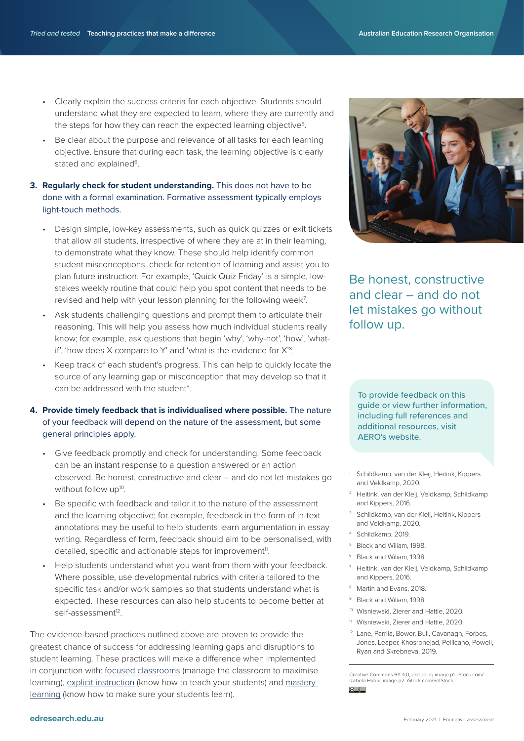- Clearly explain the success criteria for each objective. Students should understand what they are expected to learn, where they are currently and the steps for how they can reach the expected learning objective[5].
- Be clear about the purpose and relevance of all tasks for each learning objective. Ensure that during each task, the learning objective is clearly stated and explained[6].

3. **Regularly check for student understanding.** This does not have to be done with a formal examination. Formative assessment typically employs light-touch methods.

   - Design simple, low-key assessments, such as quick quizzes or exit tickets that allow all students, irrespective of where they are at in their learning, to demonstrate what they know. These should help identify common student misconceptions, check for retention of learning and assist you to plan future instruction. For example, 'Quick Quiz Friday' is a simple, low-stakes weekly routine that could help you spot content that needs to be revised and help with your lesson planning for the following week[7].
   - Ask students challenging questions and prompt them to articulate their reasoning. This will help you assess how much individual students really know; for example, ask questions that begin 'why', 'why-not', 'how', 'what-if', 'how does X compare to Y' and 'what is the evidence for X'[8].
   - Keep track of each student's progress. This can help to quickly locate the source of any learning gap or misconception that may develop so that it can be addressed with the student[9].

4. **Provide timely feedback that is individualised where possible.** The nature of your feedback will depend on the nature of the assessment, but some general principles apply.

   - Give feedback promptly and check for understanding. Some feedback can be an instant response to a question answered or an action observed. Be honest, constructive and clear – and do not let mistakes go without follow up[10].
   - Be specific with feedback and tailor it to the nature of the assessment and the learning objective; for example, feedback in the form of in-text annotations may be useful to help students learn argumentation in essay writing. Regardless of form, feedback should aim to be personalised, with detailed, specific and actionable steps for improvement[11].
   - Help students understand what you want from them with your feedback. Where possible, use developmental rubrics with criteria tailored to the specific task and/or work samples so that students understand what is expected. These resources can also help students to become better at self-assessment[12].

The evidence-based practices outlined above are proven to provide the greatest chance of success for addressing learning gaps and disruptions to student learning. These practices will make a difference when implemented in conjunction with: focused classrooms (manage the classroom to maximise learning), explicit instruction (know how to teach your students) and mastery learning (know how to make sure your students learn).

Be honest, constructive and clear – and do not let mistakes go without follow up.

To provide feedback on this guide or view further information, including full references and additional resources, visit AERO's website.

1. Schildkamp, van der Kleij, Heitink, Kippers and Veldkamp, 2020.
2. Heitink, van der Kleij, Veldkamp, Schildkamp and Kippers, 2016.
3. Schildkamp, van der Kleij, Heitink, Kippers and Veldkamp, 2020.
4. Schildkamp, 2019.
5. Black and Wiliam, 1998.
6. Black and Wiliam, 1998.
7. Heitink, van der Kleij, Veldkamp, Schildkamp and Kippers, 2016.
8. Martin and Evans, 2018.
9. Black and Wiliam, 1998.
10. Wisniewski, Zierer and Hattie, 2020.
11. Wisniewski, Zierer and Hattie, 2020.
12. Lane, Parrila, Bower, Bull, Cavanagh, Forbes, Jones, Leaper, Khosronejad, Pellicano, Powell, Ryan and Skrebneva, 2019.

Creative Commons BY 4.0, excluding image p1: iStock.com/Izabela Habur, image p2: iStock.com/SolStock.